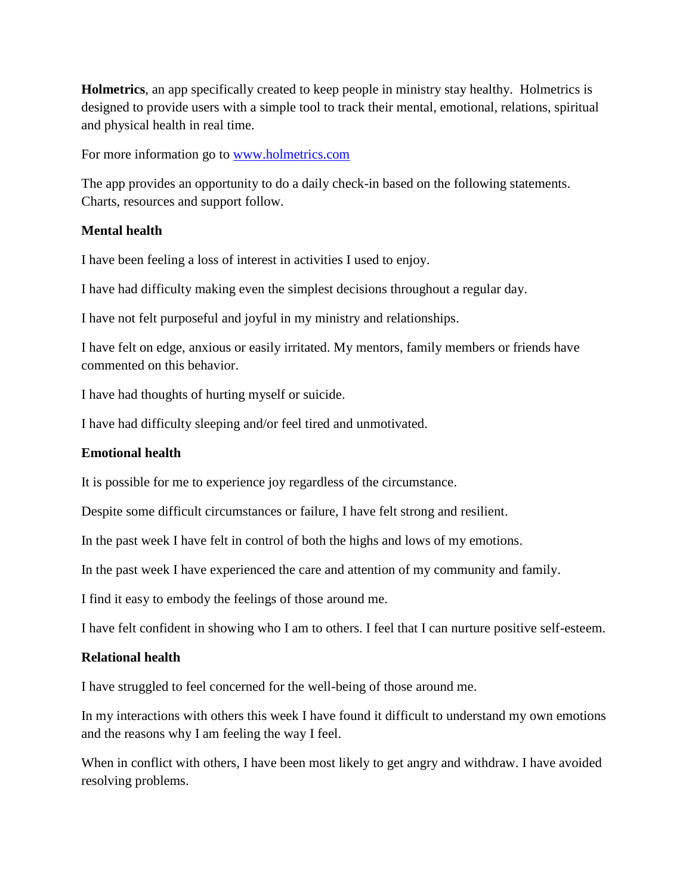**Holmetrics**, an app specifically created to keep people in ministry stay healthy. Holmetrics is designed to provide users with a simple tool to track their mental, emotional, relations, spiritual and physical health in real time.

For more information go to [www.holmetrics.com](http://www.holmetrics.com)

The app provides an opportunity to do a daily check-in based on the following statements. Charts, resources and support follow.

**Mental health**

I have been feeling a loss of interest in activities I used to enjoy.

I have had difficulty making even the simplest decisions throughout a regular day.

I have not felt purposeful and joyful in my ministry and relationships.

I have felt on edge, anxious or easily irritated. My mentors, family members or friends have commented on this behavior.

I have had thoughts of hurting myself or suicide.

I have had difficulty sleeping and/or feel tired and unmotivated.

**Emotional health**

It is possible for me to experience joy regardless of the circumstance.

Despite some difficult circumstances or failure, I have felt strong and resilient.

In the past week I have felt in control of both the highs and lows of my emotions.

In the past week I have experienced the care and attention of my community and family.

I find it easy to embody the feelings of those around me.

I have felt confident in showing who I am to others. I feel that I can nurture positive self-esteem.

**Relational health**

I have struggled to feel concerned for the well-being of those around me.

In my interactions with others this week I have found it difficult to understand my own emotions and the reasons why I am feeling the way I feel.

When in conflict with others, I have been most likely to get angry and withdraw. I have avoided resolving problems.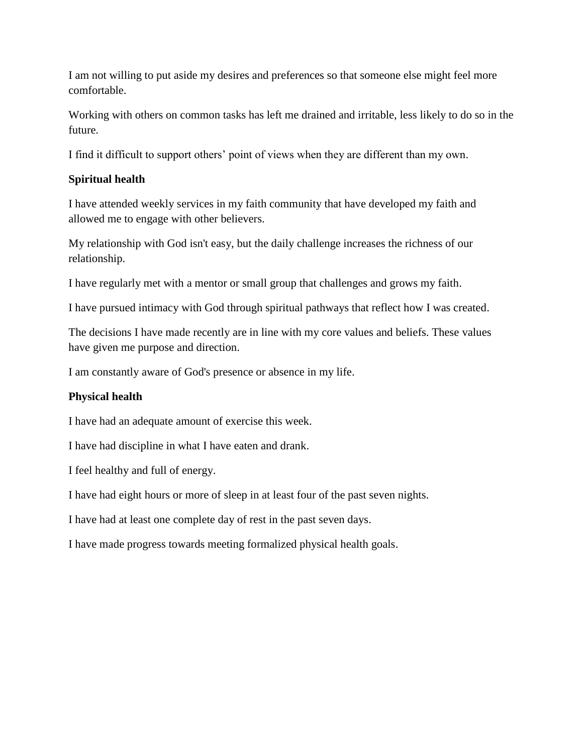I am not willing to put aside my desires and preferences so that someone else might feel more comfortable.

Working with others on common tasks has left me drained and irritable, less likely to do so in the future.

I find it difficult to support others' point of views when they are different than my own.

**Spiritual health**

I have attended weekly services in my faith community that have developed my faith and allowed me to engage with other believers.

My relationship with God isn't easy, but the daily challenge increases the richness of our relationship.

I have regularly met with a mentor or small group that challenges and grows my faith.

I have pursued intimacy with God through spiritual pathways that reflect how I was created.

The decisions I have made recently are in line with my core values and beliefs. These values have given me purpose and direction.

I am constantly aware of God's presence or absence in my life.

**Physical health**

I have had an adequate amount of exercise this week.

I have had discipline in what I have eaten and drank.

I feel healthy and full of energy.

I have had eight hours or more of sleep in at least four of the past seven nights.

I have had at least one complete day of rest in the past seven days.

I have made progress towards meeting formalized physical health goals.